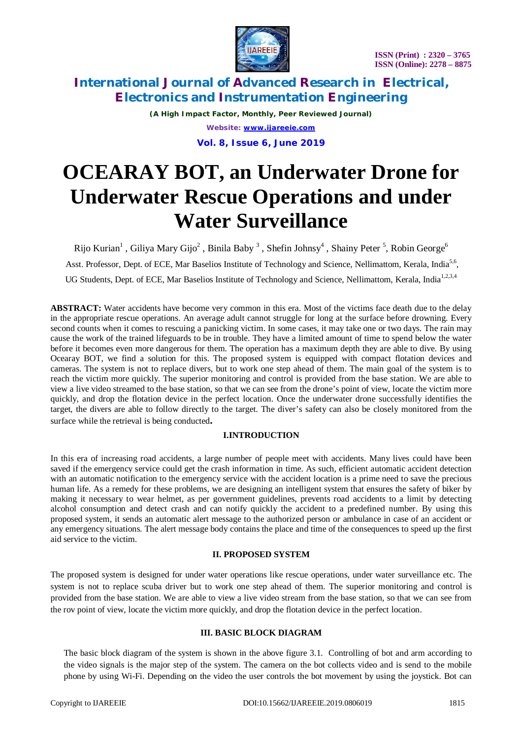# OCEARAY BOT, an Underwater Drone for Underwater Rescue Operations and under Water Surveillance

Rijo Kurian[1] , Giliya Mary Gijo[2] , Binila Baby [3] , Shefin Johnsy[4] , Shainy Peter [5], Robin George[6]

Asst. Professor, Dept. of ECE, Mar Baselios Institute of Technology and Science, Nellimattom, Kerala, India[5,6],

UG Students, Dept. of ECE, Mar Baselios Institute of Technology and Science, Nellimattom, Kerala, India[1,2,3,4]

**ABSTRACT:** Water accidents have become very common in this era. Most of the victims face death due to the delay in the appropriate rescue operations. An average adult cannot struggle for long at the surface before drowning. Every second counts when it comes to rescuing a panicking victim. In some cases, it may take one or two days. The rain may cause the work of the trained lifeguards to be in trouble. They have a limited amount of time to spend below the water before it becomes even more dangerous for them. The operation has a maximum depth they are able to dive. By using Ocearay BOT, we find a solution for this. The proposed system is equipped with compact flotation devices and cameras. The system is not to replace divers, but to work one step ahead of them. The main goal of the system is to reach the victim more quickly. The superior monitoring and control is provided from the base station. We are able to view a live video streamed to the base station, so that we can see from the drone's point of view, locate the victim more quickly, and drop the flotation device in the perfect location. Once the underwater drone successfully identifies the target, the divers are able to follow directly to the target. The diver's safety can also be closely monitored from the surface while the retrieval is being conducted**.**

## I.INTRODUCTION

In this era of increasing road accidents, a large number of people meet with accidents. Many lives could have been saved if the emergency service could get the crash information in time. As such, efficient automatic accident detection with an automatic notification to the emergency service with the accident location is a prime need to save the precious human life. As a remedy for these problems, we are designing an intelligent system that ensures the safety of biker by making it necessary to wear helmet, as per government guidelines, prevents road accidents to a limit by detecting alcohol consumption and detect crash and can notify quickly the accident to a predefined number. By using this proposed system, it sends an automatic alert message to the authorized person or ambulance in case of an accident or any emergency situations. The alert message body contains the place and time of the consequences to speed up the first aid service to the victim.

## II. PROPOSED SYSTEM

The proposed system is designed for under water operations like rescue operations, under water surveillance etc. The system is not to replace scuba driver but to work one step ahead of them. The superior monitoring and control is provided from the base station. We are able to view a live video stream from the base station, so that we can see from the rov point of view, locate the victim more quickly, and drop the flotation device in the perfect location.

## III. BASIC BLOCK DIAGRAM

The basic block diagram of the system is shown in the above figure 3.1. Controlling of bot and arm according to the video signals is the major step of the system. The camera on the bot collects video and is send to the mobile phone by using Wi-Fi. Depending on the video the user controls the bot movement by using the joystick. Bot can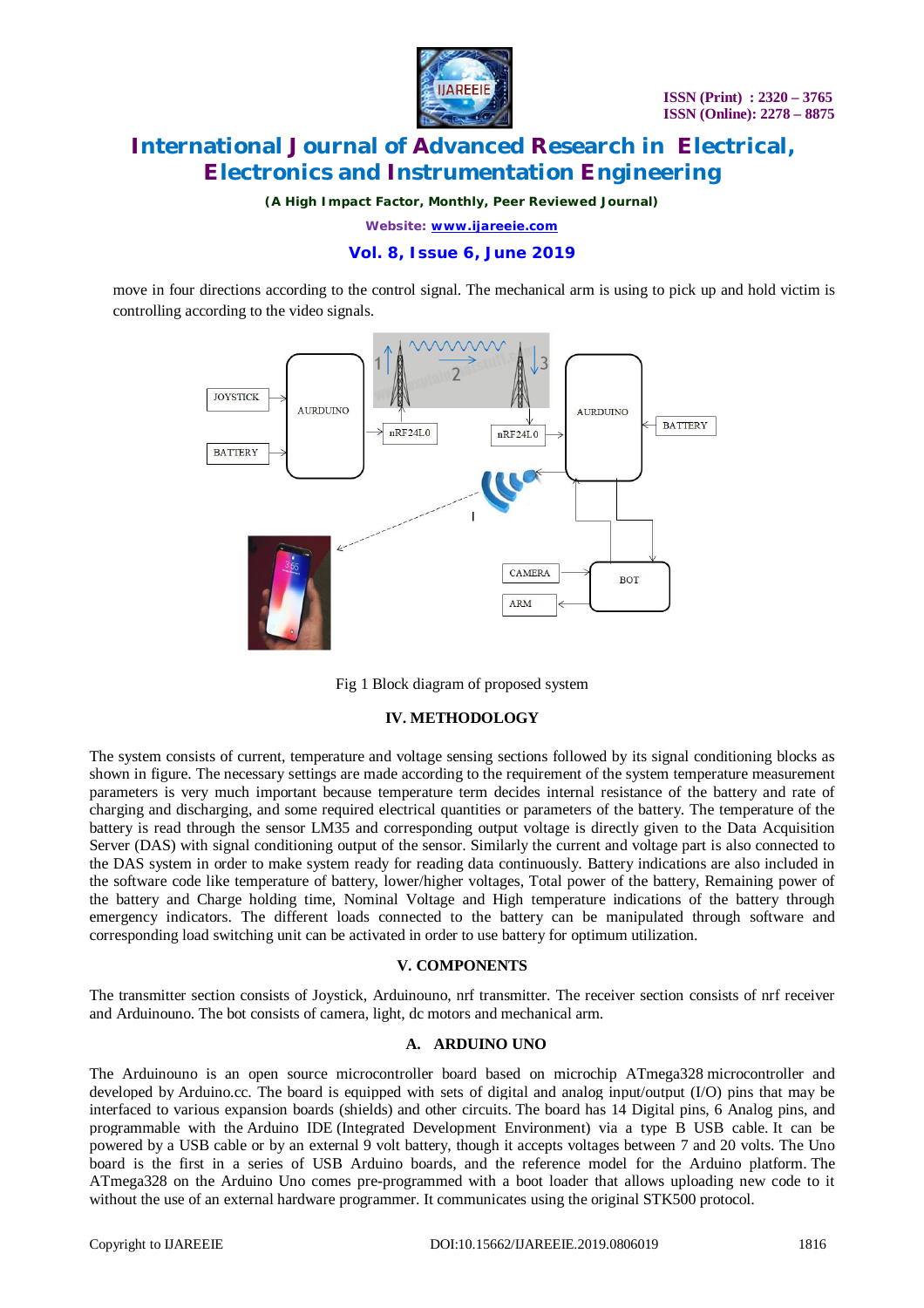move in four directions according to the control signal. The mechanical arm is using to pick up and hold victim is controlling according to the video signals.

Fig 1 Block diagram of proposed system

## IV. METHODOLOGY

The system consists of current, temperature and voltage sensing sections followed by its signal conditioning blocks as shown in figure. The necessary settings are made according to the requirement of the system temperature measurement parameters is very much important because temperature term decides internal resistance of the battery and rate of charging and discharging, and some required electrical quantities or parameters of the battery. The temperature of the battery is read through the sensor LM35 and corresponding output voltage is directly given to the Data Acquisition Server (DAS) with signal conditioning output of the sensor. Similarly the current and voltage part is also connected to the DAS system in order to make system ready for reading data continuously. Battery indications are also included in the software code like temperature of battery, lower/higher voltages, Total power of the battery, Remaining power of the battery and Charge holding time, Nominal Voltage and High temperature indications of the battery through emergency indicators. The different loads connected to the battery can be manipulated through software and corresponding load switching unit can be activated in order to use battery for optimum utilization.

## V. COMPONENTS

The transmitter section consists of Joystick, Arduinouno, nrf transmitter. The receiver section consists of nrf receiver and Arduinouno. The bot consists of camera, light, dc motors and mechanical arm.

### A. ARDUINO UNO

The Arduinouno is an open source microcontroller board based on microchip ATmega328 microcontroller and developed by Arduino.cc. The board is equipped with sets of digital and analog input/output (I/O) pins that may be interfaced to various expansion boards (shields) and other circuits. The board has 14 Digital pins, 6 Analog pins, and programmable with the Arduino IDE (Integrated Development Environment) via a type B USB cable. It can be powered by a USB cable or by an external 9 volt battery, though it accepts voltages between 7 and 20 volts. The Uno board is the first in a series of USB Arduino boards, and the reference model for the Arduino platform. The ATmega328 on the Arduino Uno comes pre-programmed with a boot loader that allows uploading new code to it without the use of an external hardware programmer. It communicates using the original STK500 protocol.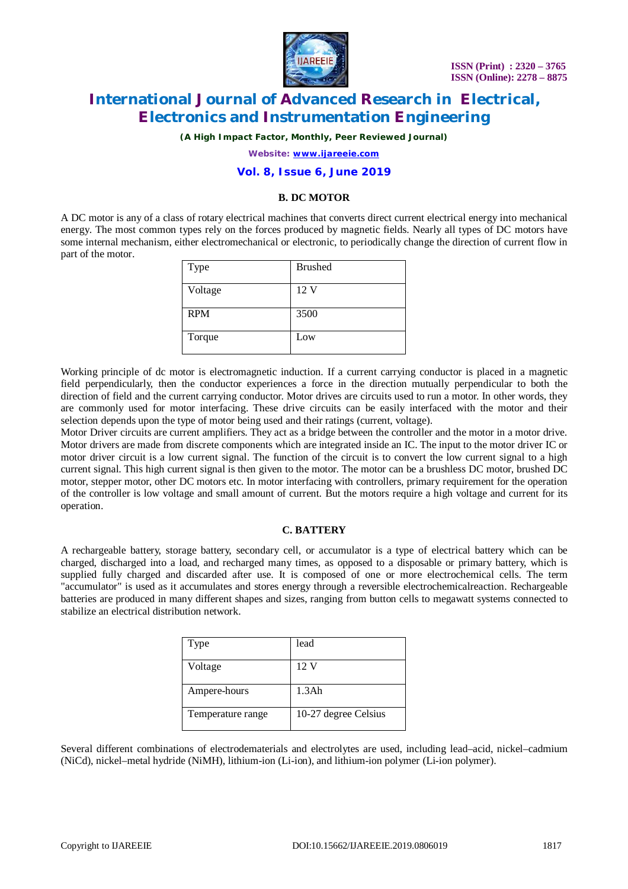### B. DC MOTOR

A DC motor is any of a class of rotary electrical machines that converts direct current electrical energy into mechanical energy. The most common types rely on the forces produced by magnetic fields. Nearly all types of DC motors have some internal mechanism, either electromechanical or electronic, to periodically change the direction of current flow in part of the motor.

| Type | Brushed |
|---|---|
| Voltage | 12 V |
| RPM | 3500 |
| Torque | Low |

Working principle of dc motor is electromagnetic induction. If a current carrying conductor is placed in a magnetic field perpendicularly, then the conductor experiences a force in the direction mutually perpendicular to both the direction of field and the current carrying conductor. Motor drives are circuits used to run a motor. In other words, they are commonly used for motor interfacing. These drive circuits can be easily interfaced with the motor and their selection depends upon the type of motor being used and their ratings (current, voltage).

Motor Driver circuits are current amplifiers. They act as a bridge between the controller and the motor in a motor drive. Motor drivers are made from discrete components which are integrated inside an IC. The input to the motor driver IC or motor driver circuit is a low current signal. The function of the circuit is to convert the low current signal to a high current signal. This high current signal is then given to the motor. The motor can be a brushless DC motor, brushed DC motor, stepper motor, other DC motors etc. In motor interfacing with controllers, primary requirement for the operation of the controller is low voltage and small amount of current. But the motors require a high voltage and current for its operation.

### C. BATTERY

A rechargeable battery, storage battery, secondary cell, or accumulator is a type of electrical battery which can be charged, discharged into a load, and recharged many times, as opposed to a disposable or primary battery, which is supplied fully charged and discarded after use. It is composed of one or more electrochemical cells. The term "accumulator" is used as it accumulates and stores energy through a reversible electrochemicalreaction. Rechargeable batteries are produced in many different shapes and sizes, ranging from button cells to megawatt systems connected to stabilize an electrical distribution network.

| Type | lead |
|---|---|
| Voltage | 12 V |
| Ampere-hours | 1.3Ah |
| Temperature range | 10-27 degree Celsius |

Several different combinations of electrodematerials and electrolytes are used, including lead–acid, nickel–cadmium (NiCd), nickel–metal hydride (NiMH), lithium-ion (Li-ion), and lithium-ion polymer (Li-ion polymer).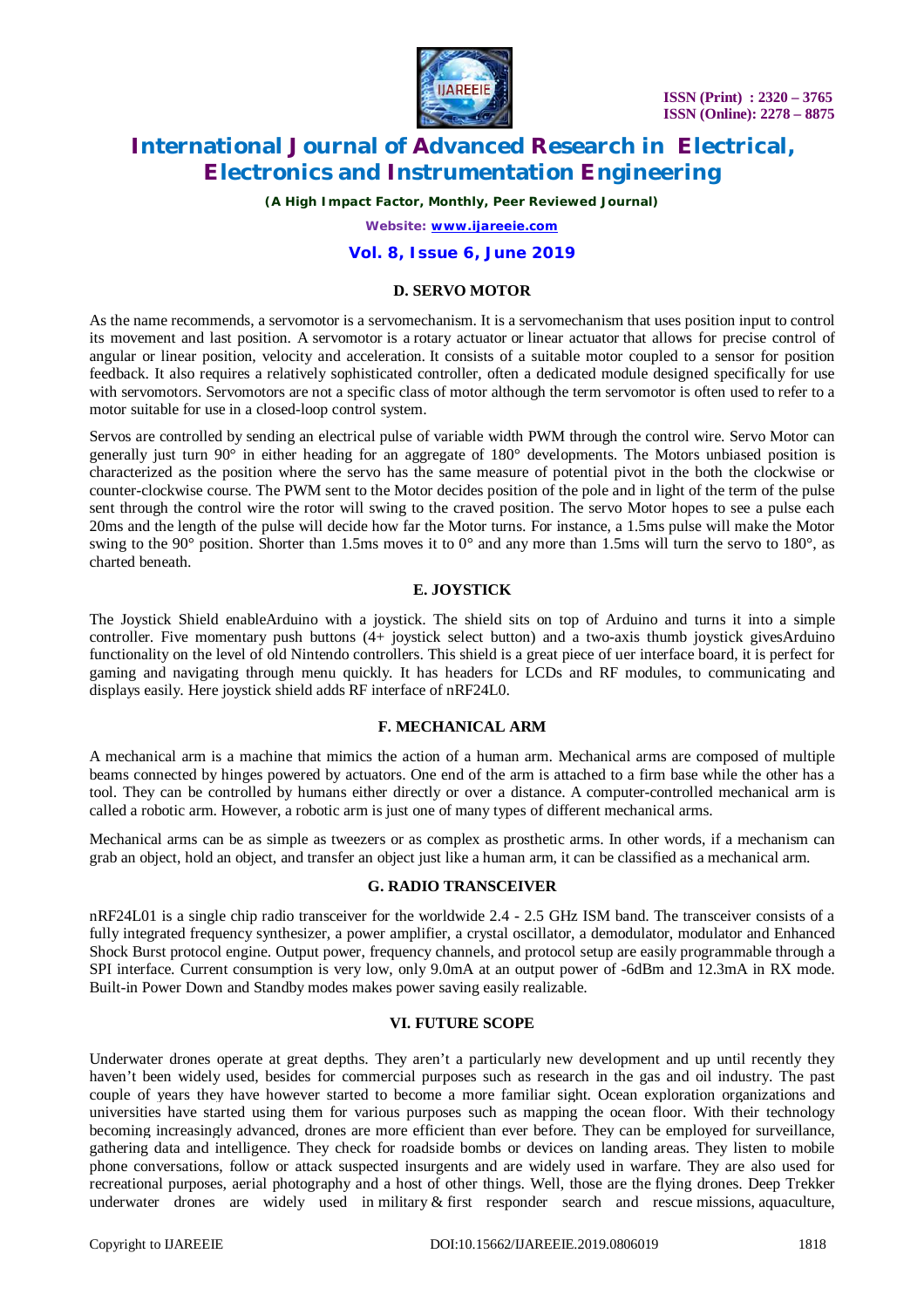### D. SERVO MOTOR

As the name recommends, a servomotor is a servomechanism. It is a servomechanism that uses position input to control its movement and last position. A servomotor is a rotary actuator or linear actuator that allows for precise control of angular or linear position, velocity and acceleration. It consists of a suitable motor coupled to a sensor for position feedback. It also requires a relatively sophisticated controller, often a dedicated module designed specifically for use with servomotors. Servomotors are not a specific class of motor although the term servomotor is often used to refer to a motor suitable for use in a closed-loop control system.

Servos are controlled by sending an electrical pulse of variable width PWM through the control wire. Servo Motor can generally just turn 90° in either heading for an aggregate of 180° developments. The Motors unbiased position is characterized as the position where the servo has the same measure of potential pivot in the both the clockwise or counter-clockwise course. The PWM sent to the Motor decides position of the pole and in light of the term of the pulse sent through the control wire the rotor will swing to the craved position. The servo Motor hopes to see a pulse each 20ms and the length of the pulse will decide how far the Motor turns. For instance, a 1.5ms pulse will make the Motor swing to the 90° position. Shorter than 1.5ms moves it to 0° and any more than 1.5ms will turn the servo to 180°, as charted beneath.

### E. JOYSTICK

The Joystick Shield enableArduino with a joystick. The shield sits on top of Arduino and turns it into a simple controller. Five momentary push buttons (4+ joystick select button) and a two-axis thumb joystick givesArduino functionality on the level of old Nintendo controllers. This shield is a great piece of uer interface board, it is perfect for gaming and navigating through menu quickly. It has headers for LCDs and RF modules, to communicating and displays easily. Here joystick shield adds RF interface of nRF24L0.

### F. MECHANICAL ARM

A mechanical arm is a machine that mimics the action of a human arm. Mechanical arms are composed of multiple beams connected by hinges powered by actuators. One end of the arm is attached to a firm base while the other has a tool. They can be controlled by humans either directly or over a distance. A computer-controlled mechanical arm is called a robotic arm. However, a robotic arm is just one of many types of different mechanical arms.

Mechanical arms can be as simple as tweezers or as complex as prosthetic arms. In other words, if a mechanism can grab an object, hold an object, and transfer an object just like a human arm, it can be classified as a mechanical arm.

### G. RADIO TRANSCEIVER

nRF24L01 is a single chip radio transceiver for the worldwide 2.4 - 2.5 GHz ISM band. The transceiver consists of a fully integrated frequency synthesizer, a power amplifier, a crystal oscillator, a demodulator, modulator and Enhanced Shock Burst protocol engine. Output power, frequency channels, and protocol setup are easily programmable through a SPI interface. Current consumption is very low, only 9.0mA at an output power of -6dBm and 12.3mA in RX mode. Built-in Power Down and Standby modes makes power saving easily realizable.

## VI. FUTURE SCOPE

Underwater drones operate at great depths. They aren't a particularly new development and up until recently they haven't been widely used, besides for commercial purposes such as research in the gas and oil industry. The past couple of years they have however started to become a more familiar sight. Ocean exploration organizations and universities have started using them for various purposes such as mapping the ocean floor. With their technology becoming increasingly advanced, drones are more efficient than ever before. They can be employed for surveillance, gathering data and intelligence. They check for roadside bombs or devices on landing areas. They listen to mobile phone conversations, follow or attack suspected insurgents and are widely used in warfare. They are also used for recreational purposes, aerial photography and a host of other things. Well, those are the flying drones. Deep Trekker underwater drones are widely used in military & first responder search and rescue missions, aquaculture,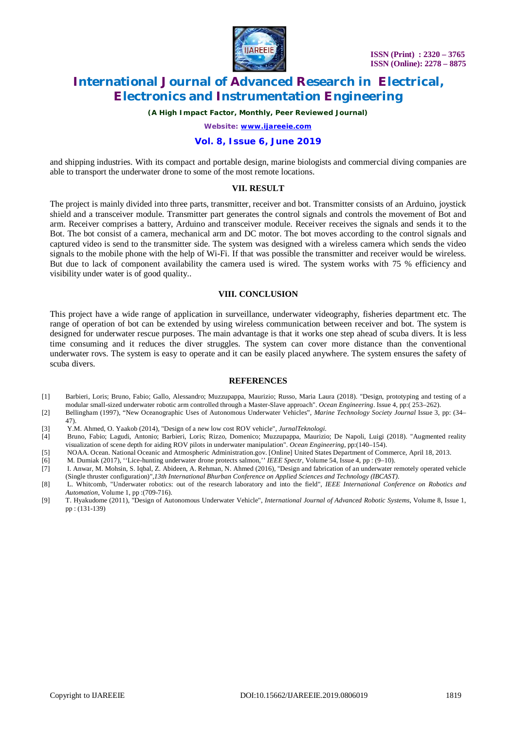and shipping industries. With its compact and portable design, marine biologists and commercial diving companies are able to transport the underwater drone to some of the most remote locations.

## VII. RESULT

The project is mainly divided into three parts, transmitter, receiver and bot. Transmitter consists of an Arduino, joystick shield and a transceiver module. Transmitter part generates the control signals and controls the movement of Bot and arm. Receiver comprises a battery, Arduino and transceiver module. Receiver receives the signals and sends it to the Bot. The bot consist of a camera, mechanical arm and DC motor. The bot moves according to the control signals and captured video is send to the transmitter side. The system was designed with a wireless camera which sends the video signals to the mobile phone with the help of Wi-Fi. If that was possible the transmitter and receiver would be wireless. But due to lack of component availability the camera used is wired. The system works with 75 % efficiency and visibility under water is of good quality..

## VIII. CONCLUSION

This project have a wide range of application in surveillance, underwater videography, fisheries department etc. The range of operation of bot can be extended by using wireless communication between receiver and bot. The system is designed for underwater rescue purposes. The main advantage is that it works one step ahead of scuba divers. It is less time consuming and it reduces the diver struggles. The system can cover more distance than the conventional underwater rovs. The system is easy to operate and it can be easily placed anywhere. The system ensures the safety of scuba divers.

## REFERENCES

[1] Barbieri, Loris; Bruno, Fabio; Gallo, Alessandro; Muzzupappa, Maurizio; Russo, Maria Laura (2018). "Design, prototyping and testing of a modular small-sized underwater robotic arm controlled through a Master-Slave approach". *Ocean Engineering*. Issue 4, pp:( 253–262).

[2] Bellingham (1997), "New Oceanographic Uses of Autonomous Underwater Vehicles", *Marine Technology Society Journal* Issue 3, pp: (34–47).

[3] Y.M. Ahmed, O. Yaakob (2014), "Design of a new low cost ROV vehicle", *JurnalTeknologi.*

[4] Bruno, Fabio; Lagudi, Antonio; Barbieri, Loris; Rizzo, Domenico; Muzzupappa, Maurizio; De Napoli, Luigi (2018). "Augmented reality visualization of scene depth for aiding ROV pilots in underwater manipulation". *Ocean Engineering*, pp:(140–154).

[5] NOAA. Ocean. National Oceanic and Atmospheric Administration.gov. [Online] United States Department of Commerce, April 18, 2013.

[6] M. Dumiak (2017), ''Lice-hunting underwater drone protects salmon,'' *IEEE Spectr*, Volume 54, Issue 4, pp : (9–10).

[7] I. Anwar, M. Mohsin, S. Iqbal, Z. Abideen, A. Rehman, N. Ahmed (2016), "Design and fabrication of an underwater remotely operated vehicle (Single thruster configuration)",*13th International Bhurban Conference on Applied Sciences and Technology (IBCAST)*.

[8] L. Whitcomb, "Underwater robotics: out of the research laboratory and into the field", *IEEE International Conference on Robotics and Automation*, Volume 1, pp :(709-716).

[9] T. Hyakudome (2011), "Design of Autonomous Underwater Vehicle", *International Journal of Advanced Robotic Systems*, Volume 8, Issue 1, pp : (131-139)